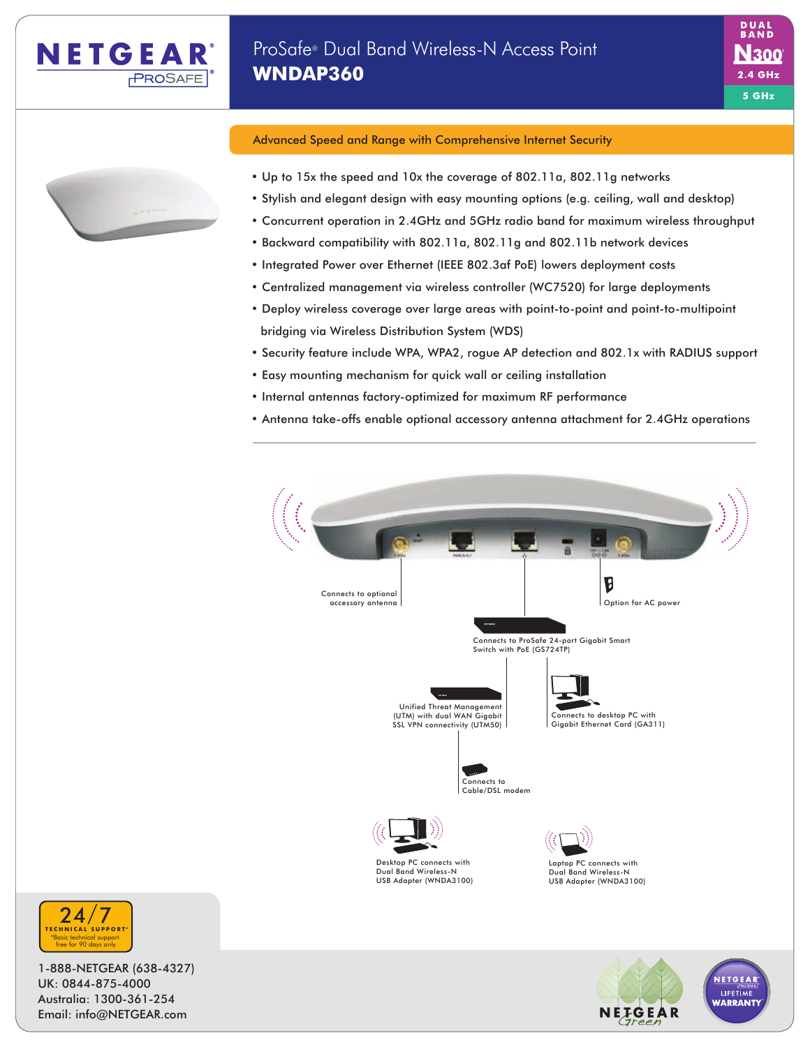# NETGEAR ProSafe

## ProSafe® Dual Band Wireless-N Access Point
## WNDAP360

DUAL BAND N300 2.4 GHz 5 GHz

### Advanced Speed and Range with Comprehensive Internet Security

- Up to 15x the speed and 10x the coverage of 802.11a, 802.11g networks
- Stylish and elegant design with easy mounting options (e.g. ceiling, wall and desktop)
- Concurrent operation in 2.4GHz and 5GHz radio band for maximum wireless throughput
- Backward compatibility with 802.11a, 802.11g and 802.11b network devices
- Integrated Power over Ethernet (IEEE 802.3af PoE) lowers deployment costs
- Centralized management via wireless controller (WC7520) for large deployments
- Deploy wireless coverage over large areas with point-to-point and point-to-multipoint bridging via Wireless Distribution System (WDS)
- Security feature include WPA, WPA2, rogue AP detection and 802.1x with RADIUS support
- Easy mounting mechanism for quick wall or ceiling installation
- Internal antennas factory-optimized for maximum RF performance
- Antenna take-offs enable optional accessory antenna attachment for 2.4GHz operations

Connects to optional accessory antenna

Option for AC power

Connects to ProSafe 24-port Gigabit Smart Switch with PoE (GS724TP)

Unified Threat Management (UTM) with dual WAN Gigabit SSL VPN connectivity (UTM50)

Connects to desktop PC with Gigabit Ethernet Card (GA311)

Connects to Cable/DSL modem

Desktop PC connects with Dual Band Wireless-N USB Adapter (WNDA3100)

Laptop PC connects with Dual Band Wireless-N USB Adapter (WNDA3100)

24/7 TECHNICAL SUPPORT*
*Basic technical support free for 90 days only

1-888-NETGEAR (638-4327)
UK: 0844-875-4000
Australia: 1300-361-254
Email: info@NETGEAR.com

NETGEAR Green

NETGEAR ProSafe LIFETIME WARRANTY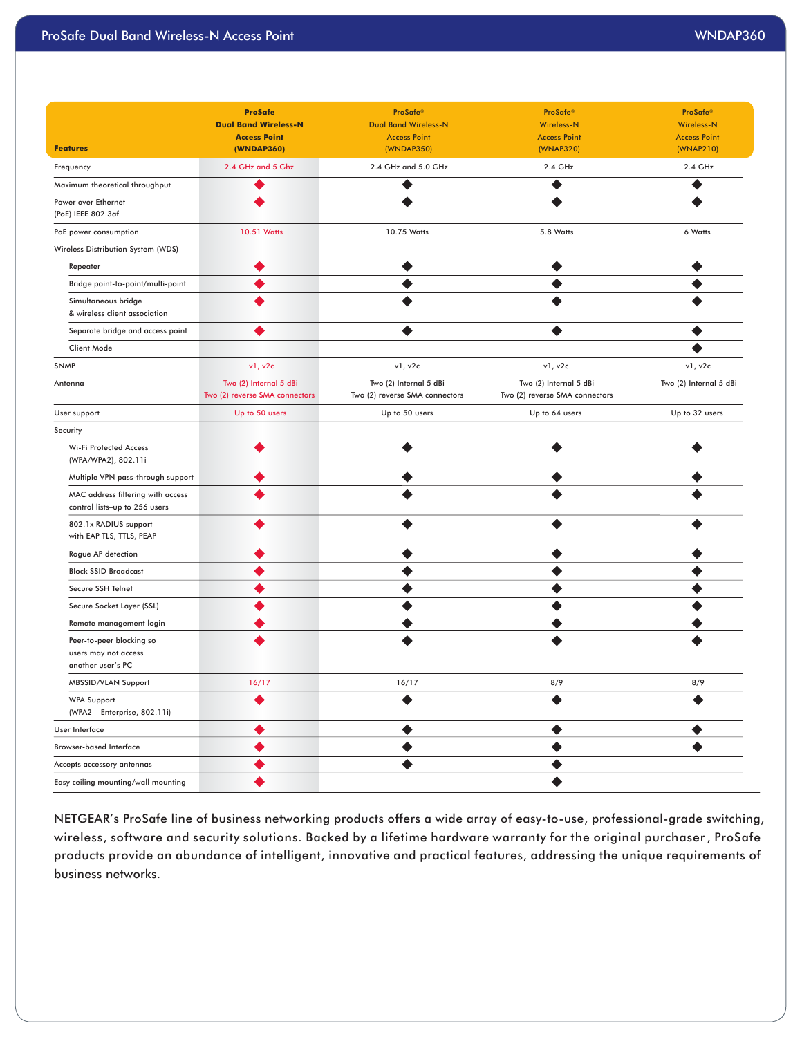| Features | ProSafe Dual Band Wireless-N Access Point (WNDAP360) | ProSafe® Dual Band Wireless-N Access Point (WNDAP350) | ProSafe® Wireless-N Access Point (WNAP320) | ProSafe® Wireless-N Access Point (WNAP210) |
|---|---|---|---|---|
| Frequency | 2.4 GHz and 5 Ghz | 2.4 GHz and 5.0 GHz | 2.4 GHz | 2.4 GHz |
| Maximum theoretical throughput | ◆ | ◆ | ◆ | ◆ |
| Power over Ethernet (PoE) IEEE 802.3af | ◆ | ◆ | ◆ | ◆ |
| PoE power consumption | 10.51 Watts | 10.75 Watts | 5.8 Watts | 6 Watts |
| Wireless Distribution System (WDS) | | | | |
| Repeater | ◆ | ◆ | ◆ | ◆ |
| Bridge point-to-point/multi-point | ◆ | ◆ | ◆ | ◆ |
| Simultaneous bridge & wireless client association | ◆ | ◆ | ◆ | ◆ |
| Separate bridge and access point | ◆ | ◆ | ◆ | ◆ |
| Client Mode | | | | ◆ |
| SNMP | v1, v2c | v1, v2c | v1, v2c | v1, v2c |
| Antenna | Two (2) Internal 5 dBi Two (2) reverse SMA connectors | Two (2) Internal 5 dBi Two (2) reverse SMA connectors | Two (2) Internal 5 dBi Two (2) reverse SMA connectors | Two (2) Internal 5 dBi |
| User support | Up to 50 users | Up to 50 users | Up to 64 users | Up to 32 users |
| Security | | | | |
| Wi-Fi Protected Access (WPA/WPA2), 802.11i | ◆ | ◆ | ◆ | ◆ |
| Multiple VPN pass-through support | ◆ | ◆ | ◆ | ◆ |
| MAC address filtering with access control lists–up to 256 users | ◆ | ◆ | ◆ | ◆ |
| 802.1x RADIUS support with EAP TLS, TTLS, PEAP | ◆ | ◆ | ◆ | ◆ |
| Rogue AP detection | ◆ | ◆ | ◆ | ◆ |
| Block SSID Broadcast | ◆ | ◆ | ◆ | ◆ |
| Secure SSH Telnet | ◆ | ◆ | ◆ | ◆ |
| Secure Socket Layer (SSL) | ◆ | ◆ | ◆ | ◆ |
| Remote management login | ◆ | ◆ | ◆ | ◆ |
| Peer-to-peer blocking so users may not access another user's PC | ◆ | ◆ | ◆ | ◆ |
| MBSSID/VLAN Support | 16/17 | 16/17 | 8/9 | 8/9 |
| WPA Support (WPA2 – Enterprise, 802.11i) | ◆ | ◆ | ◆ | ◆ |
| User Interface | ◆ | ◆ | ◆ | ◆ |
| Browser-based Interface | ◆ | ◆ | ◆ | ◆ |
| Accepts accessory antennas | ◆ | ◆ | ◆ | |
| Easy ceiling mounting/wall mounting | ◆ | | ◆ | |

NETGEAR's ProSafe line of business networking products offers a wide array of easy-to-use, professional-grade switching, wireless, software and security solutions. Backed by a lifetime hardware warranty for the original purchaser, ProSafe products provide an abundance of intelligent, innovative and practical features, addressing the unique requirements of business networks.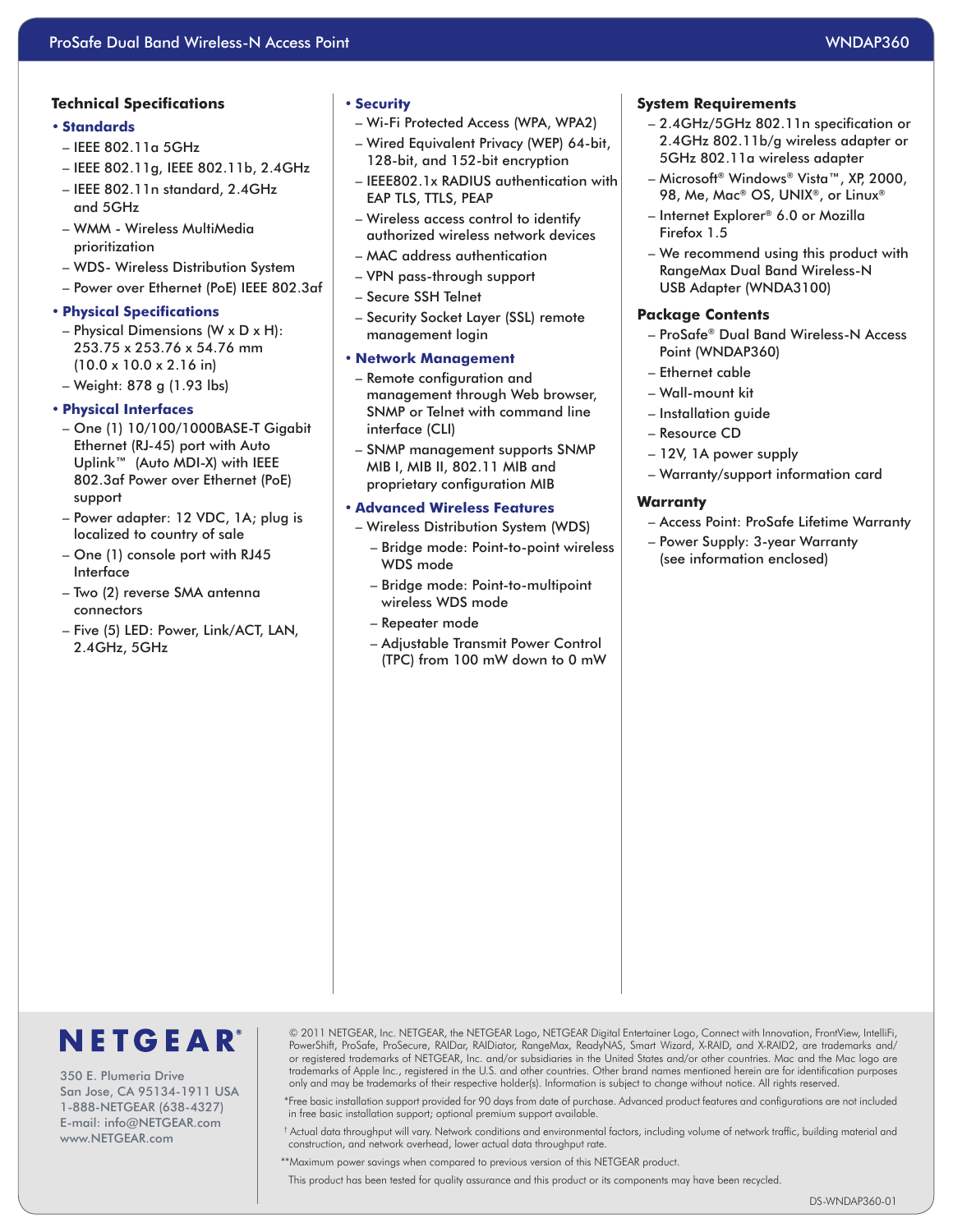## Technical Specifications

- **Standards**
  - IEEE 802.11a 5GHz
  - IEEE 802.11g, IEEE 802.11b, 2.4GHz
  - IEEE 802.11n standard, 2.4GHz and 5GHz
  - WMM - Wireless MultiMedia prioritization
  - WDS- Wireless Distribution System
  - Power over Ethernet (PoE) IEEE 802.3af
- **Physical Specifications**
  - Physical Dimensions (W x D x H): 253.75 x 253.76 x 54.76 mm (10.0 x 10.0 x 2.16 in)
  - Weight: 878 g (1.93 lbs)
- **Physical Interfaces**
  - One (1) 10/100/1000BASE-T Gigabit Ethernet (RJ-45) port with Auto Uplink™ (Auto MDI-X) with IEEE 802.3af Power over Ethernet (PoE) support
  - Power adapter: 12 VDC, 1A; plug is localized to country of sale
  - One (1) console port with RJ45 Interface
  - Two (2) reverse SMA antenna connectors
  - Five (5) LED: Power, Link/ACT, LAN, 2.4GHz, 5GHz
- **Security**
  - Wi-Fi Protected Access (WPA, WPA2)
  - Wired Equivalent Privacy (WEP) 64-bit, 128-bit, and 152-bit encryption
  - IEEE802.1x RADIUS authentication with EAP TLS, TTLS, PEAP
  - Wireless access control to identify authorized wireless network devices
  - MAC address authentication
  - VPN pass-through support
  - Secure SSH Telnet
  - Security Socket Layer (SSL) remote management login
- **Network Management**
  - Remote configuration and management through Web browser, SNMP or Telnet with command line interface (CLI)
  - SNMP management supports SNMP MIB I, MIB II, 802.11 MIB and proprietary configuration MIB
- **Advanced Wireless Features**
  - Wireless Distribution System (WDS)
    - Bridge mode: Point-to-point wireless WDS mode
    - Bridge mode: Point-to-multipoint wireless WDS mode
    - Repeater mode
    - Adjustable Transmit Power Control (TPC) from 100 mW down to 0 mW

## System Requirements

- 2.4GHz/5GHz 802.11n specification or 2.4GHz 802.11b/g wireless adapter or 5GHz 802.11a wireless adapter
- Microsoft® Windows® Vista™, XP, 2000, 98, Me, Mac® OS, UNIX®, or Linux®
- Internet Explorer® 6.0 or Mozilla Firefox 1.5
- We recommend using this product with RangeMax Dual Band Wireless-N USB Adapter (WNDA3100)

## Package Contents

- ProSafe® Dual Band Wireless-N Access Point (WNDAP360)
- Ethernet cable
- Wall-mount kit
- Installation guide
- Resource CD
- 12V, 1A power supply
- Warranty/support information card

## Warranty

- Access Point: ProSafe Lifetime Warranty
- Power Supply: 3-year Warranty (see information enclosed)

**NETGEAR®**

350 E. Plumeria Drive
San Jose, CA 95134-1911 USA
1-888-NETGEAR (638-4327)
E-mail: info@NETGEAR.com
www.NETGEAR.com

© 2011 NETGEAR, Inc. NETGEAR, the NETGEAR Logo, NETGEAR Digital Entertainer Logo, Connect with Innovation, FrontView, IntelliFi, PowerShift, ProSafe, ProSecure, RAIDar, RAIDiator, RangeMax, ReadyNAS, Smart Wizard, X-RAID, and X-RAID2, are trademarks and/or registered trademarks of NETGEAR, Inc. and/or subsidiaries in the United States and/or other countries. Mac and the Mac logo are trademarks of Apple Inc., registered in the U.S. and other countries. Other brand names mentioned herein are for identification purposes only and may be trademarks of their respective holder(s). Information is subject to change without notice. All rights reserved.

*Free basic installation support provided for 90 days from date of purchase. Advanced product features and configurations are not included in free basic installation support; optional premium support available.

† Actual data throughput will vary. Network conditions and environmental factors, including volume of network traffic, building material and construction, and network overhead, lower actual data throughput rate.

**Maximum power savings when compared to previous version of this NETGEAR product.

This product has been tested for quality assurance and this product or its components may have been recycled.

DS-WNDAP360-01